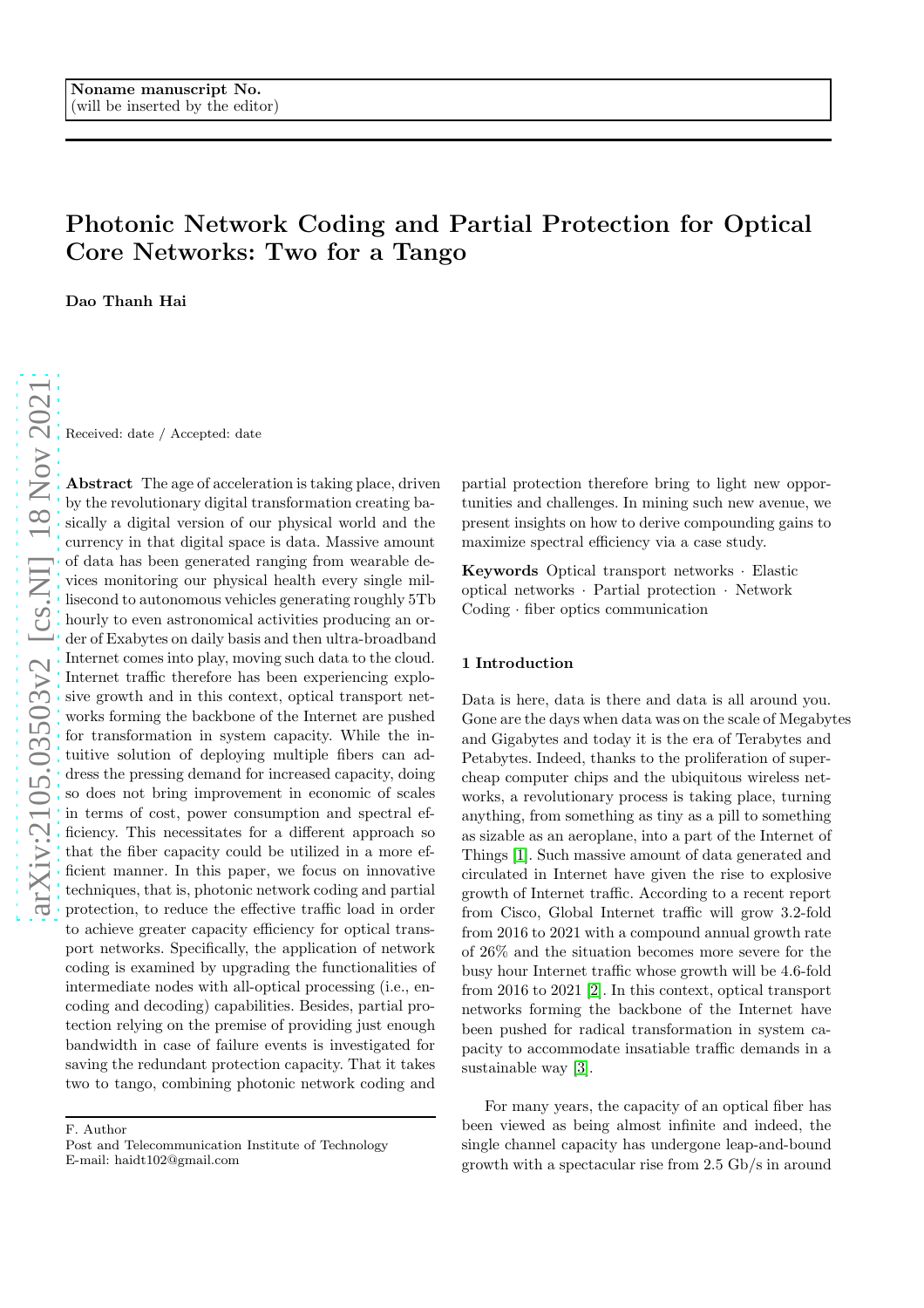Noname manuscript No.
(will be inserted by the editor)

# Photonic Network Coding and Partial Protection for Optical Core Networks: Two for a Tango

**Dao Thanh Hai**

Received: date / Accepted: date

**Abstract** The age of acceleration is taking place, driven by the revolutionary digital transformation creating basically a digital version of our physical world and the currency in that digital space is data. Massive amount of data has been generated ranging from wearable devices monitoring our physical health every single millisecond to autonomous vehicles generating roughly 5Tb hourly to even astronomical activities producing an order of Exabytes on daily basis and then ultra-broadband Internet comes into play, moving such data to the cloud. Internet traffic therefore has been experiencing explosive growth and in this context, optical transport networks forming the backbone of the Internet are pushed for transformation in system capacity. While the intuitive solution of deploying multiple fibers can address the pressing demand for increased capacity, doing so does not bring improvement in economic of scales in terms of cost, power consumption and spectral efficiency. This necessitates for a different approach so that the fiber capacity could be utilized in a more efficient manner. In this paper, we focus on innovative techniques, that is, photonic network coding and partial protection, to reduce the effective traffic load in order to achieve greater capacity efficiency for optical transport networks. Specifically, the application of network coding is examined by upgrading the functionalities of intermediate nodes with all-optical processing (i.e., encoding and decoding) capabilities. Besides, partial protection relying on the premise of providing just enough bandwidth in case of failure events is investigated for saving the redundant protection capacity. That it takes two to tango, combining photonic network coding and partial protection therefore bring to light new opportunities and challenges. In mining such new avenue, we present insights on how to derive compounding gains to maximize spectral efficiency via a case study.

**Keywords** Optical transport networks · Elastic optical networks · Partial protection · Network Coding · fiber optics communication

F. Author
Post and Telecommunication Institute of Technology
E-mail: haidt102@gmail.com

## 1 Introduction

Data is here, data is there and data is all around you. Gone are the days when data was on the scale of Megabytes and Gigabytes and today it is the era of Terabytes and Petabytes. Indeed, thanks to the proliferation of super-cheap computer chips and the ubiquitous wireless networks, a revolutionary process is taking place, turning anything, from something as tiny as a pill to something as sizable as an aeroplane, into a part of the Internet of Things [1]. Such massive amount of data generated and circulated in Internet have given the rise to explosive growth of Internet traffic. According to a recent report from Cisco, Global Internet traffic will grow 3.2-fold from 2016 to 2021 with a compound annual growth rate of 26% and the situation becomes more severe for the busy hour Internet traffic whose growth will be 4.6-fold from 2016 to 2021 [2]. In this context, optical transport networks forming the backbone of the Internet have been pushed for radical transformation in system capacity to accommodate insatiable traffic demands in a sustainable way [3].

For many years, the capacity of an optical fiber has been viewed as being almost infinite and indeed, the single channel capacity has undergone leap-and-bound growth with a spectacular rise from 2.5 Gb/s in around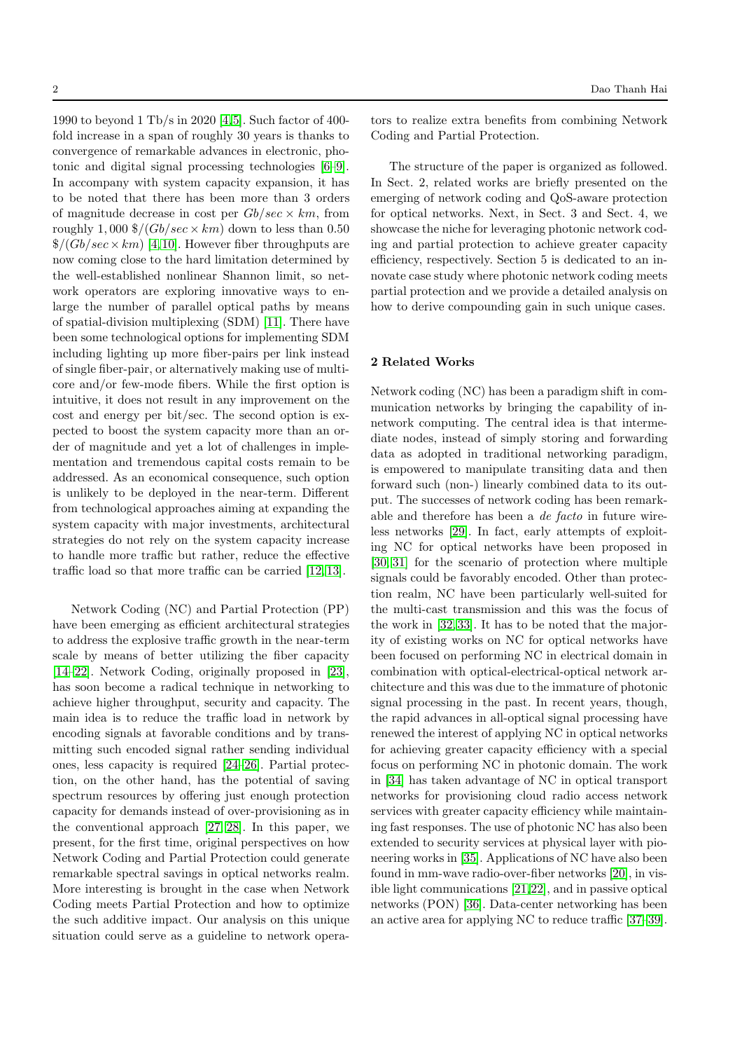1990 to beyond 1 Tb/s in 2020 [4,5]. Such factor of 400-fold increase in a span of roughly 30 years is thanks to convergence of remarkable advances in electronic, photonic and digital signal processing technologies [6–9]. In accompany with system capacity expansion, it has to be noted that there has been more than 3 orders of magnitude decrease in cost per $Gb/sec \times km$, from roughly $1,000$ $\$/(Gb/sec \times km)$ down to less than 0.50 $\$/(Gb/sec \times km)$ [4,10]. However fiber throughputs are now coming close to the hard limitation determined by the well-established nonlinear Shannon limit, so network operators are exploring innovative ways to enlarge the number of parallel optical paths by means of spatial-division multiplexing (SDM) [11]. There have been some technological options for implementing SDM including lighting up more fiber-pairs per link instead of single fiber-pair, or alternatively making use of multi-core and/or few-mode fibers. While the first option is intuitive, it does not result in any improvement on the cost and energy per bit/sec. The second option is expected to boost the system capacity more than an order of magnitude and yet a lot of challenges in implementation and tremendous capital costs remain to be addressed. As an economical consequence, such option is unlikely to be deployed in the near-term. Different from technological approaches aiming at expanding the system capacity with major investments, architectural strategies do not rely on the system capacity increase to handle more traffic but rather, reduce the effective traffic load so that more traffic can be carried [12,13].

Network Coding (NC) and Partial Protection (PP) have been emerging as efficient architectural strategies to address the explosive traffic growth in the near-term scale by means of better utilizing the fiber capacity [14–22]. Network Coding, originally proposed in [23], has soon become a radical technique in networking to achieve higher throughput, security and capacity. The main idea is to reduce the traffic load in network by encoding signals at favorable conditions and by transmitting such encoded signal rather sending individual ones, less capacity is required [24–26]. Partial protection, on the other hand, has the potential of saving spectrum resources by offering just enough protection capacity for demands instead of over-provisioning as in the conventional approach [27,28]. In this paper, we present, for the first time, original perspectives on how Network Coding and Partial Protection could generate remarkable spectral savings in optical networks realm. More interesting is brought in the case when Network Coding meets Partial Protection and how to optimize the such additive impact. Our analysis on this unique situation could serve as a guideline to network operators to realize extra benefits from combining Network Coding and Partial Protection.

The structure of the paper is organized as followed. In Sect. 2, related works are briefly presented on the emerging of network coding and QoS-aware protection for optical networks. Next, in Sect. 3 and Sect. 4, we showcase the niche for leveraging photonic network coding and partial protection to achieve greater capacity efficiency, respectively. Section 5 is dedicated to an innovate case study where photonic network coding meets partial protection and we provide a detailed analysis on how to derive compounding gain in such unique cases.

## 2 Related Works

Network coding (NC) has been a paradigm shift in communication networks by bringing the capability of in-network computing. The central idea is that intermediate nodes, instead of simply storing and forwarding data as adopted in traditional networking paradigm, is empowered to manipulate transiting data and then forward such (non-) linearly combined data to its output. The successes of network coding has been remarkable and therefore has been a *de facto* in future wireless networks [29]. In fact, early attempts of exploiting NC for optical networks have been proposed in [30,31] for the scenario of protection where multiple signals could be favorably encoded. Other than protection realm, NC have been particularly well-suited for the multi-cast transmission and this was the focus of the work in [32,33]. It has to be noted that the majority of existing works on NC for optical networks have been focused on performing NC in electrical domain in combination with optical-electrical-optical network architecture and this was due to the immature of photonic signal processing in the past. In recent years, though, the rapid advances in all-optical signal processing have renewed the interest of applying NC in optical networks for achieving greater capacity efficiency with a special focus on performing NC in photonic domain. The work in [34] has taken advantage of NC in optical transport networks for provisioning cloud radio access network services with greater capacity efficiency while maintaining fast responses. The use of photonic NC has also been extended to security services at physical layer with pioneering works in [35]. Applications of NC have also been found in mm-wave radio-over-fiber networks [20], in visible light communications [21,22], and in passive optical networks (PON) [36]. Data-center networking has been an active area for applying NC to reduce traffic [37–39].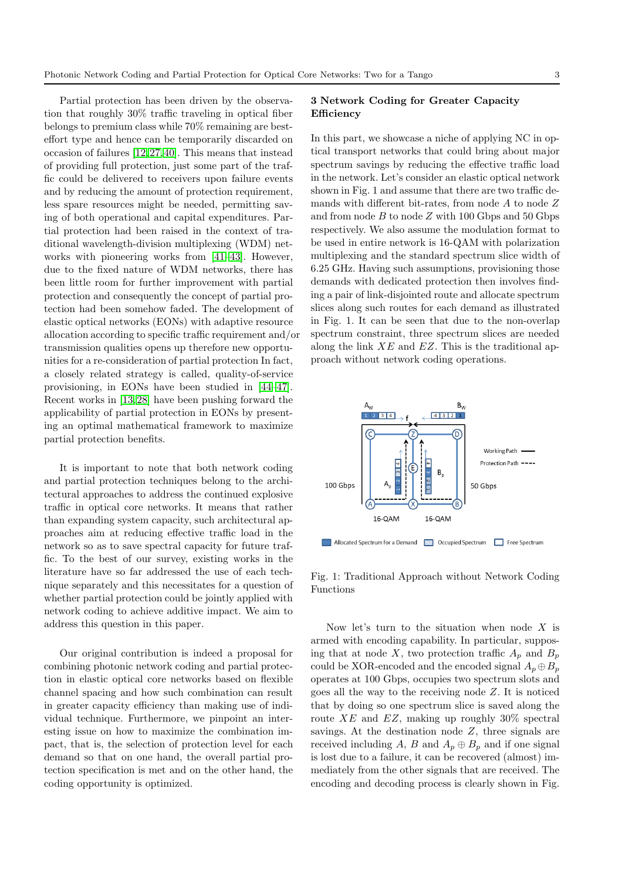Partial protection has been driven by the observation that roughly 30% traffic traveling in optical fiber belongs to premium class while 70% remaining are best-effort type and hence can be temporarily discarded on occasion of failures [12,27,40]. This means that instead of providing full protection, just some part of the traffic could be delivered to receivers upon failure events and by reducing the amount of protection requirement, less spare resources might be needed, permitting saving of both operational and capital expenditures. Partial protection had been raised in the context of traditional wavelength-division multiplexing (WDM) networks with pioneering works from [41–43]. However, due to the fixed nature of WDM networks, there has been little room for further improvement with partial protection and consequently the concept of partial protection had been somehow faded. The development of elastic optical networks (EONs) with adaptive resource allocation according to specific traffic requirement and/or transmission qualities opens up therefore new opportunities for a re-consideration of partial protection In fact, a closely related strategy is called, quality-of-service provisioning, in EONs have been studied in [44–47]. Recent works in [13,28] have been pushing forward the applicability of partial protection in EONs by presenting an optimal mathematical framework to maximize partial protection benefits.

It is important to note that both network coding and partial protection techniques belong to the architectural approaches to address the continued explosive traffic in optical core networks. It means that rather than expanding system capacity, such architectural approaches aim at reducing effective traffic load in the network so as to save spectral capacity for future traffic. To the best of our survey, existing works in the literature have so far addressed the use of each technique separately and this necessitates for a question of whether partial protection could be jointly applied with network coding to achieve additive impact. We aim to address this question in this paper.

Our original contribution is indeed a proposal for combining photonic network coding and partial protection in elastic optical core networks based on flexible channel spacing and how such combination can result in greater capacity efficiency than making use of individual technique. Furthermore, we pinpoint an interesting issue on how to maximize the combination impact, that is, the selection of protection level for each demand so that on one hand, the overall partial protection specification is met and on the other hand, the coding opportunity is optimized.

## 3 Network Coding for Greater Capacity Efficiency

In this part, we showcase a niche of applying NC in optical transport networks that could bring about major spectrum savings by reducing the effective traffic load in the network. Let's consider an elastic optical network shown in Fig. 1 and assume that there are two traffic demands with different bit-rates, from node $A$ to node $Z$ and from node $B$ to node $Z$ with 100 Gbps and 50 Gbps respectively. We also assume the modulation format to be used in entire network is 16-QAM with polarization multiplexing and the standard spectrum slice width of 6.25 GHz. Having such assumptions, provisioning those demands with dedicated protection then involves finding a pair of link-disjointed route and allocate spectrum slices along such routes for each demand as illustrated in Fig. 1. It can be seen that due to the non-overlap spectrum constraint, three spectrum slices are needed along the link $XE$ and $EZ$. This is the traditional approach without network coding operations.

Fig. 1: Traditional Approach without Network Coding Functions

Now let's turn to the situation when node $X$ is armed with encoding capability. In particular, supposing that at node $X$, two protection traffic $A_p$ and $B_p$ could be XOR-encoded and the encoded signal $A_p \oplus B_p$ operates at 100 Gbps, occupies two spectrum slots and goes all the way to the receiving node $Z$. It is noticed that by doing so one spectrum slice is saved along the route $XE$ and $EZ$, making up roughly 30% spectral savings. At the destination node $Z$, three signals are received including $A$, $B$ and $A_p \oplus B_p$ and if one signal is lost due to a failure, it can be recovered (almost) immediately from the other signals that are received. The encoding and decoding process is clearly shown in Fig.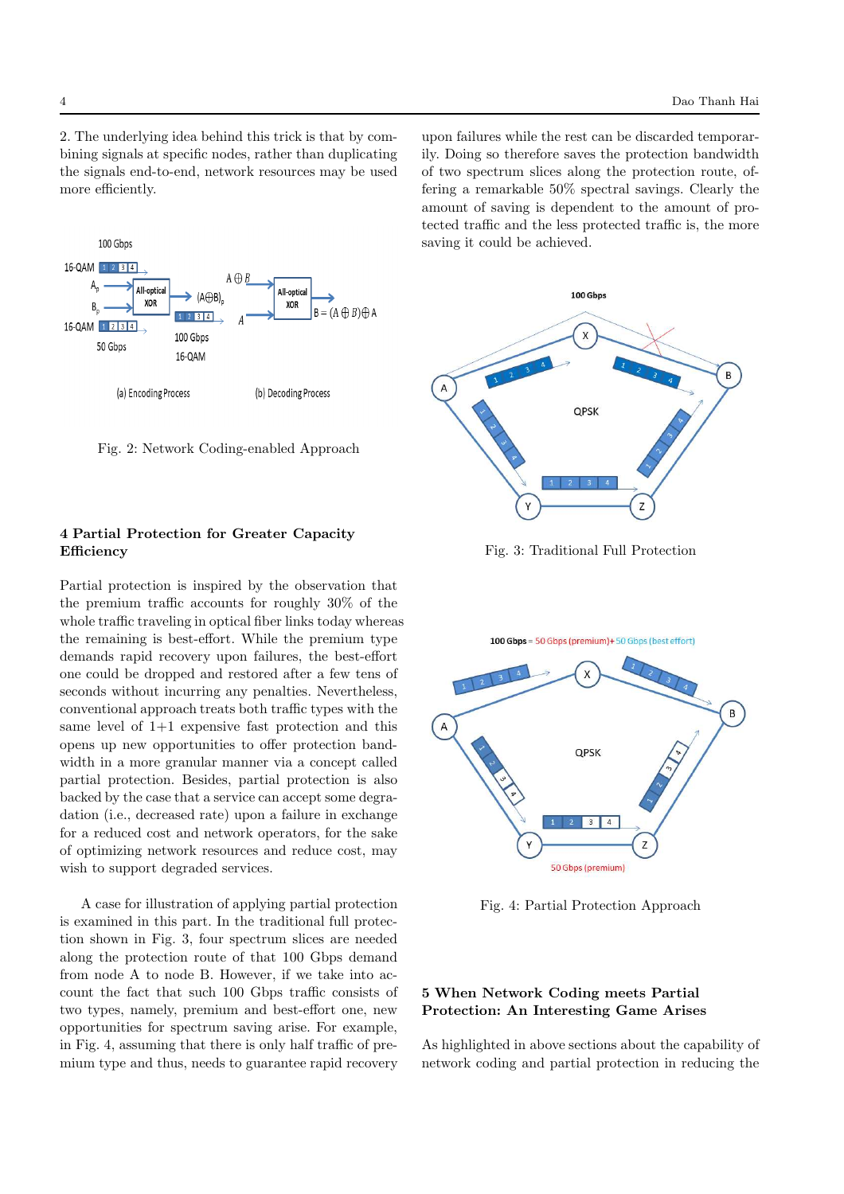2. The underlying idea behind this trick is that by combining signals at specific nodes, rather than duplicating the signals end-to-end, network resources may be used more efficiently.

Fig. 2: Network Coding-enabled Approach

## 4 Partial Protection for Greater Capacity Efficiency

Partial protection is inspired by the observation that the premium traffic accounts for roughly 30% of the whole traffic traveling in optical fiber links today whereas the remaining is best-effort. While the premium type demands rapid recovery upon failures, the best-effort one could be dropped and restored after a few tens of seconds without incurring any penalties. Nevertheless, conventional approach treats both traffic types with the same level of 1+1 expensive fast protection and this opens up new opportunities to offer protection bandwidth in a more granular manner via a concept called partial protection. Besides, partial protection is also backed by the case that a service can accept some degradation (i.e., decreased rate) upon a failure in exchange for a reduced cost and network operators, for the sake of optimizing network resources and reduce cost, may wish to support degraded services.

A case for illustration of applying partial protection is examined in this part. In the traditional full protection shown in Fig. 3, four spectrum slices are needed along the protection route of that 100 Gbps demand from node A to node B. However, if we take into account the fact that such 100 Gbps traffic consists of two types, namely, premium and best-effort one, new opportunities for spectrum saving arise. For example, in Fig. 4, assuming that there is only half traffic of premium type and thus, needs to guarantee rapid recovery upon failures while the rest can be discarded temporarily. Doing so therefore saves the protection bandwidth of two spectrum slices along the protection route, offering a remarkable 50% spectral savings. Clearly the amount of saving is dependent to the amount of protected traffic and the less protected traffic is, the more saving it could be achieved.

Fig. 3: Traditional Full Protection

Fig. 4: Partial Protection Approach

## 5 When Network Coding meets Partial Protection: An Interesting Game Arises

As highlighted in above sections about the capability of network coding and partial protection in reducing the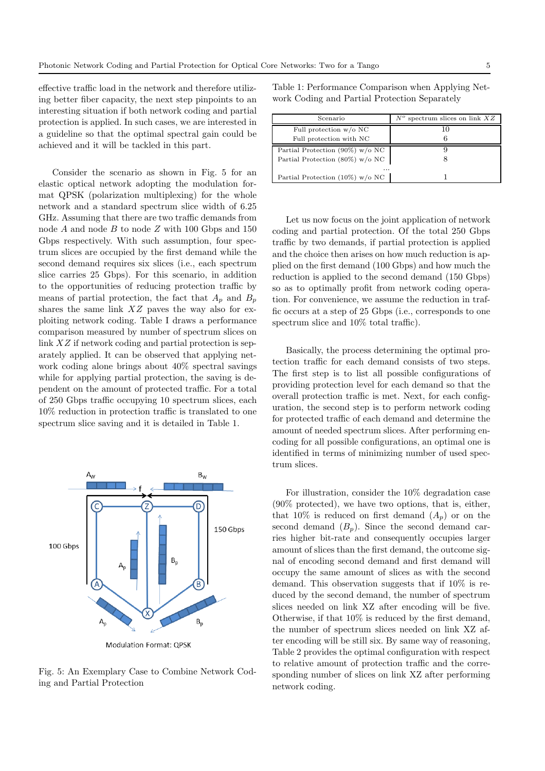effective traffic load in the network and therefore utilizing better fiber capacity, the next step pinpoints to an interesting situation if both network coding and partial protection is applied. In such cases, we are interested in a guideline so that the optimal spectral gain could be achieved and it will be tackled in this part.

Consider the scenario as shown in Fig. 5 for an elastic optical network adopting the modulation format QPSK (polarization multiplexing) for the whole network and a standard spectrum slice width of 6.25 GHz. Assuming that there are two traffic demands from node $A$ and node $B$ to node $Z$ with 100 Gbps and 150 Gbps respectively. With such assumption, four spectrum slices are occupied by the first demand while the second demand requires six slices (i.e., each spectrum slice carries 25 Gbps). For this scenario, in addition to the opportunities of reducing protection traffic by means of partial protection, the fact that $A_p$ and $B_p$ shares the same link $XZ$ paves the way also for exploiting network coding. Table I draws a performance comparison measured by number of spectrum slices on link $XZ$ if network coding and partial protection is separately applied. It can be observed that applying network coding alone brings about 40% spectral savings while for applying partial protection, the saving is dependent on the amount of protected traffic. For a total of 250 Gbps traffic occupying 10 spectrum slices, each 10% reduction in protection traffic is translated to one spectrum slice saving and it is detailed in Table 1.

Fig. 5: An Exemplary Case to Combine Network Coding and Partial Protection

Table 1: Performance Comparison when Applying Network Coding and Partial Protection Separately

| Scenario | $N^o$ spectrum slices on link $XZ$ |
|---|---|
| Full protection w/o NC | 10 |
| Full protection with NC | 6 |
| Partial Protection (90%) w/o NC | 9 |
| Partial Protection (80%) w/o NC | 8 |
| ... | |
| Partial Protection (10%) w/o NC | 1 |

Let us now focus on the joint application of network coding and partial protection. Of the total 250 Gbps traffic by two demands, if partial protection is applied and the choice then arises on how much reduction is applied on the first demand (100 Gbps) and how much the reduction is applied to the second demand (150 Gbps) so as to optimally profit from network coding operation. For convenience, we assume the reduction in traffic occurs at a step of 25 Gbps (i.e., corresponds to one spectrum slice and 10% total traffic).

Basically, the process determining the optimal protection traffic for each demand consists of two steps. The first step is to list all possible configurations of providing protection level for each demand so that the overall protection traffic is met. Next, for each configuration, the second step is to perform network coding for protected traffic of each demand and determine the amount of needed spectrum slices. After performing encoding for all possible configurations, an optimal one is identified in terms of minimizing number of used spectrum slices.

For illustration, consider the 10% degradation case (90% protected), we have two options, that is, either, that 10% is reduced on first demand ($A_p$) or on the second demand ($B_p$). Since the second demand carries higher bit-rate and consequently occupies larger amount of slices than the first demand, the outcome signal of encoding second demand and first demand will occupy the same amount of slices as with the second demand. This observation suggests that if 10% is reduced by the second demand, the number of spectrum slices needed on link XZ after encoding will be five. Otherwise, if that 10% is reduced by the first demand, the number of spectrum slices needed on link XZ after encoding will be still six. By same way of reasoning, Table 2 provides the optimal configuration with respect to relative amount of protection traffic and the corresponding number of slices on link XZ after performing network coding.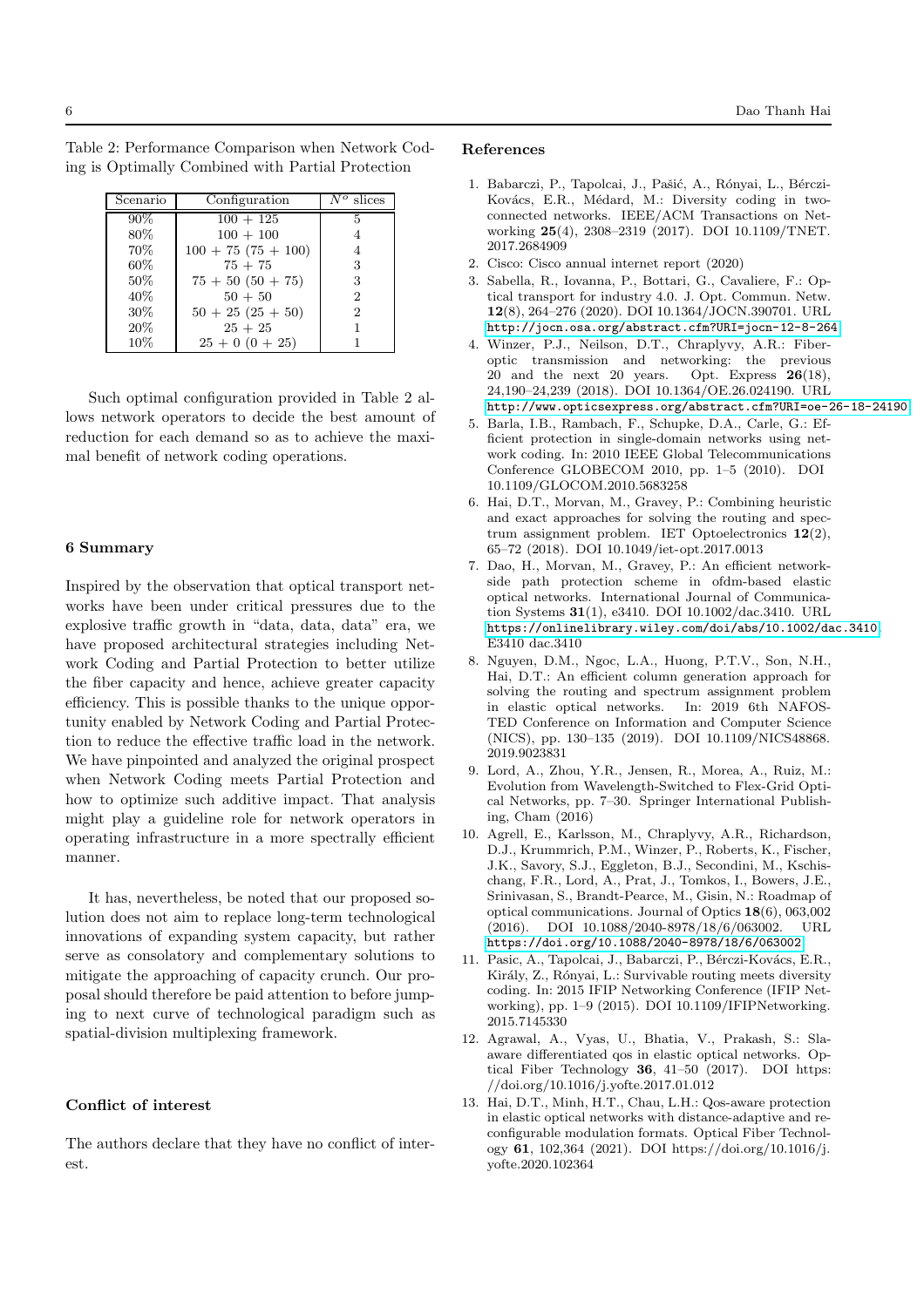Table 2: Performance Comparison when Network Coding is Optimally Combined with Partial Protection

| Scenario | Configuration | $N^o$ slices |
|---|---|---|
| 90% | 100 + 125 | 5 |
| 80% | 100 + 100 | 4 |
| 70% | 100 + 75 (75 + 100) | 4 |
| 60% | 75 + 75 | 3 |
| 50% | 75 + 50 (50 + 75) | 3 |
| 40% | 50 + 50 | 2 |
| 30% | 50 + 25 (25 + 50) | 2 |
| 20% | 25 + 25 | 1 |
| 10% | 25 + 0 (0 + 25) | 1 |

Such optimal configuration provided in Table 2 allows network operators to decide the best amount of reduction for each demand so as to achieve the maximal benefit of network coding operations.

## 6 Summary

Inspired by the observation that optical transport networks have been under critical pressures due to the explosive traffic growth in "data, data, data" era, we have proposed architectural strategies including Network Coding and Partial Protection to better utilize the fiber capacity and hence, achieve greater capacity efficiency. This is possible thanks to the unique opportunity enabled by Network Coding and Partial Protection to reduce the effective traffic load in the network. We have pinpointed and analyzed the original prospect when Network Coding meets Partial Protection and how to optimize such additive impact. That analysis might play a guideline role for network operators in operating infrastructure in a more spectrally efficient manner.

It has, nevertheless, be noted that our proposed solution does not aim to replace long-term technological innovations of expanding system capacity, but rather serve as consolatory and complementary solutions to mitigate the approaching of capacity crunch. Our proposal should therefore be paid attention to before jumping to next curve of technological paradigm such as spatial-division multiplexing framework.

## Conflict of interest

The authors declare that they have no conflict of interest.

## References

1. Babarczi, P., Tapolcai, J., Pašić, A., Rónyai, L., Bérczi-Kovács, E.R., Médard, M.: Diversity coding in two-connected networks. IEEE/ACM Transactions on Networking **25**(4), 2308–2319 (2017). DOI 10.1109/TNET.2017.2684909
2. Cisco: Cisco annual internet report (2020)
3. Sabella, R., Iovanna, P., Bottari, G., Cavaliere, F.: Optical transport for industry 4.0. J. Opt. Commun. Netw. **12**(8), 264–276 (2020). DOI 10.1364/JOCN.390701. URL http://jocn.osa.org/abstract.cfm?URI=jocn-12-8-264
4. Winzer, P.J., Neilson, D.T., Chraplyvy, A.R.: Fiber-optic transmission and networking: the previous 20 and the next 20 years. Opt. Express **26**(18), 24,190–24,239 (2018). DOI 10.1364/OE.26.024190. URL http://www.opticsexpress.org/abstract.cfm?URI=oe-26-18-24190
5. Barla, I.B., Rambach, F., Schupke, D.A., Carle, G.: Efficient protection in single-domain networks using network coding. In: 2010 IEEE Global Telecommunications Conference GLOBECOM 2010, pp. 1–5 (2010). DOI 10.1109/GLOCOM.2010.5683258
6. Hai, D.T., Morvan, M., Gravey, P.: Combining heuristic and exact approaches for solving the routing and spectrum assignment problem. IET Optoelectronics **12**(2), 65–72 (2018). DOI 10.1049/iet-opt.2017.0013
7. Dao, H., Morvan, M., Gravey, P.: An efficient network-side path protection scheme in ofdm-based elastic optical networks. International Journal of Communication Systems **31**(1), e3410. DOI 10.1002/dac.3410. URL https://onlinelibrary.wiley.com/doi/abs/10.1002/dac.3410. E3410 dac.3410
8. Nguyen, D.M., Ngoc, L.A., Huong, P.T.V., Son, N.H., Hai, D.T.: An efficient column generation approach for solving the routing and spectrum assignment problem in elastic optical networks. In: 2019 6th NAFOSTED Conference on Information and Computer Science (NICS), pp. 130–135 (2019). DOI 10.1109/NICS48868.2019.9023831
9. Lord, A., Zhou, Y.R., Jensen, R., Morea, A., Ruiz, M.: Evolution from Wavelength-Switched to Flex-Grid Optical Networks, pp. 7–30. Springer International Publishing, Cham (2016)
10. Agrell, E., Karlsson, M., Chraplyvy, A.R., Richardson, D.J., Krummrich, P.M., Winzer, P., Roberts, K., Fischer, J.K., Savory, S.J., Eggleton, B.J., Secondini, M., Kschischang, F.R., Lord, A., Prat, J., Tomkos, I., Bowers, J.E., Srinivasan, S., Brandt-Pearce, M., Gisin, N.: Roadmap of optical communications. Journal of Optics **18**(6), 063,002 (2016). DOI 10.1088/2040-8978/18/6/063002. URL https://doi.org/10.1088/2040-8978/18/6/063002
11. Pasic, A., Tapolcai, J., Babarczi, P., Bérczi-Kovács, E.R., Király, Z., Rónyai, L.: Survivable routing meets diversity coding. In: 2015 IFIP Networking Conference (IFIP Networking), pp. 1–9 (2015). DOI 10.1109/IFIPNetworking.2015.7145330
12. Agrawal, A., Vyas, U., Bhatia, V., Prakash, S.: Sla-aware differentiated qos in elastic optical networks. Optical Fiber Technology **36**, 41–50 (2017). DOI https://doi.org/10.1016/j.yofte.2017.01.012
13. Hai, D.T., Minh, H.T., Chau, L.H.: Qos-aware protection in elastic optical networks with distance-adaptive and reconfigurable modulation formats. Optical Fiber Technology **61**, 102,364 (2021). DOI https://doi.org/10.1016/j.yofte.2020.102364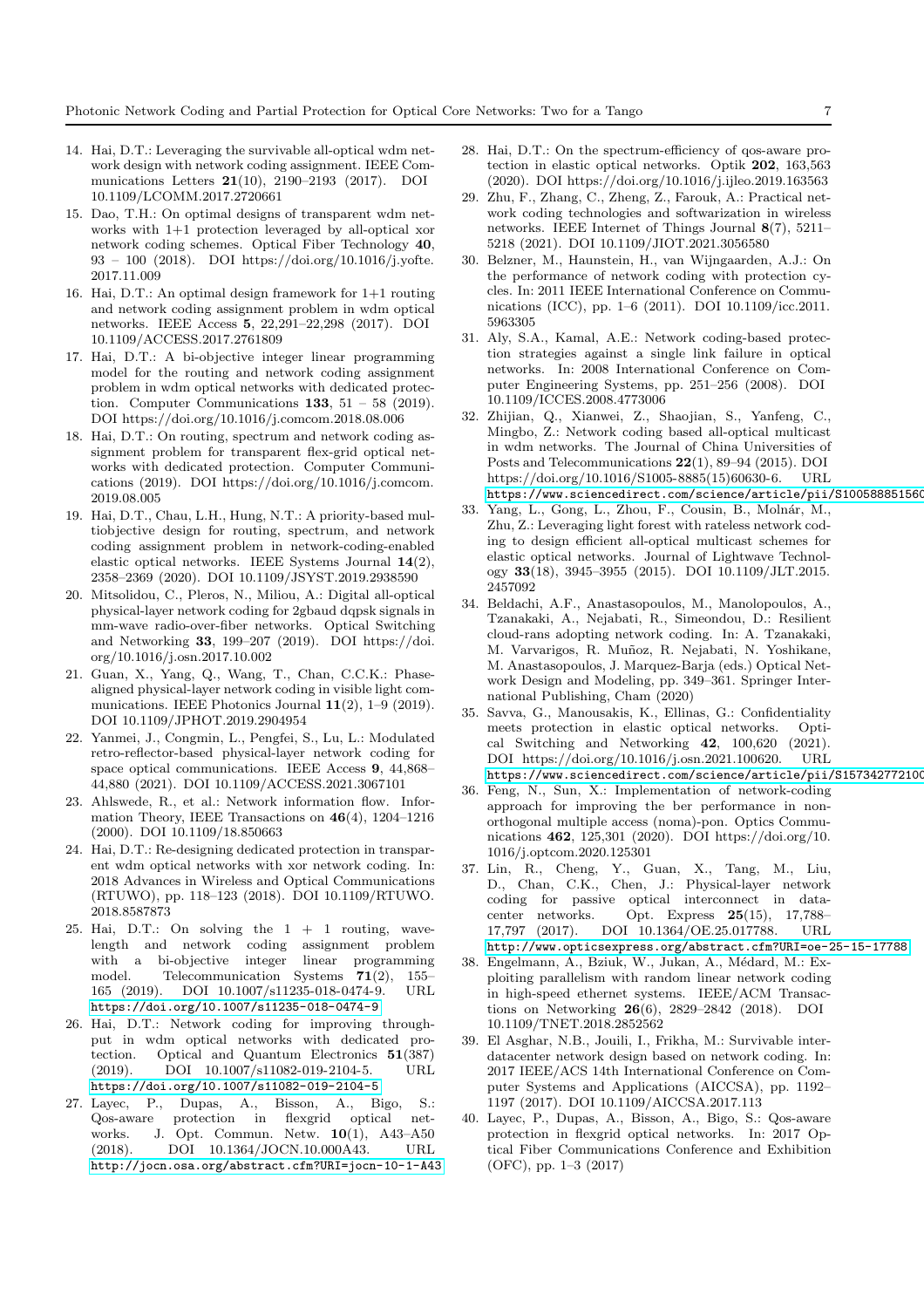14. Hai, D.T.: Leveraging the survivable all-optical wdm network design with network coding assignment. IEEE Communications Letters **21**(10), 2190–2193 (2017). DOI 10.1109/LCOMM.2017.2720661
15. Dao, T.H.: On optimal designs of transparent wdm networks with 1+1 protection leveraged by all-optical xor network coding schemes. Optical Fiber Technology **40**, 93 – 100 (2018). DOI https://doi.org/10.1016/j.yofte.2017.11.009
16. Hai, D.T.: An optimal design framework for 1+1 routing and network coding assignment problem in wdm optical networks. IEEE Access **5**, 22,291–22,298 (2017). DOI 10.1109/ACCESS.2017.2761809
17. Hai, D.T.: A bi-objective integer linear programming model for the routing and network coding assignment problem in wdm optical networks with dedicated protection. Computer Communications **133**, 51 – 58 (2019). DOI https://doi.org/10.1016/j.comcom.2018.08.006
18. Hai, D.T.: On routing, spectrum and network coding assignment problem for transparent flex-grid optical networks with dedicated protection. Computer Communications (2019). DOI https://doi.org/10.1016/j.comcom.2019.08.005
19. Hai, D.T., Chau, L.H., Hung, N.T.: A priority-based multiobjective design for routing, spectrum, and network coding assignment problem in network-coding-enabled elastic optical networks. IEEE Systems Journal **14**(2), 2358–2369 (2020). DOI 10.1109/JSYST.2019.2938590
20. Mitsolidou, C., Pleros, N., Miliou, A.: Digital all-optical physical-layer network coding for 2gbaud dqpsk signals in mm-wave radio-over-fiber networks. Optical Switching and Networking **33**, 199–207 (2019). DOI https://doi.org/10.1016/j.osn.2017.10.002
21. Guan, X., Yang, Q., Wang, T., Chan, C.C.K.: Phase-aligned physical-layer network coding in visible light communications. IEEE Photonics Journal **11**(2), 1–9 (2019). DOI 10.1109/JPHOT.2019.2904954
22. Yanmei, J., Congmin, L., Pengfei, S., Lu, L.: Modulated retro-reflector-based physical-layer network coding for space optical communications. IEEE Access **9**, 44,868–44,880 (2021). DOI 10.1109/ACCESS.2021.3067101
23. Ahlswede, R., et al.: Network information flow. Information Theory, IEEE Transactions on **46**(4), 1204–1216 (2000). DOI 10.1109/18.850663
24. Hai, D.T.: Re-designing dedicated protection in transparent wdm optical networks with xor network coding. In: 2018 Advances in Wireless and Optical Communications (RTUWO), pp. 118–123 (2018). DOI 10.1109/RTUWO.2018.8587873
25. Hai, D.T.: On solving the 1 + 1 routing, wavelength and network coding assignment problem with a bi-objective integer linear programming model. Telecommunication Systems **71**(2), 155–165 (2019). DOI 10.1007/s11235-018-0474-9. URL https://doi.org/10.1007/s11235-018-0474-9
26. Hai, D.T.: Network coding for improving throughput in wdm optical networks with dedicated protection. Optical and Quantum Electronics **51**(387) (2019). DOI 10.1007/s11082-019-2104-5. URL https://doi.org/10.1007/s11082-019-2104-5
27. Layec, P., Dupas, A., Bisson, A., Bigo, S.: Qos-aware protection in flexgrid optical networks. J. Opt. Commun. Netw. **10**(1), A43–A50 (2018). DOI 10.1364/JOCN.10.000A43. URL http://jocn.osa.org/abstract.cfm?URI=jocn-10-1-A43
28. Hai, D.T.: On the spectrum-efficiency of qos-aware protection in elastic optical networks. Optik **202**, 163,563 (2020). DOI https://doi.org/10.1016/j.ijleo.2019.163563
29. Zhu, F., Zhang, C., Zheng, Z., Farouk, A.: Practical network coding technologies and softwarization in wireless networks. IEEE Internet of Things Journal **8**(7), 5211–5218 (2021). DOI 10.1109/JIOT.2021.3056580
30. Belzner, M., Haunstein, H., van Wijngaarden, A.J.: On the performance of network coding with protection cycles. In: 2011 IEEE International Conference on Communications (ICC), pp. 1–6 (2011). DOI 10.1109/icc.2011.5963305
31. Aly, S.A., Kamal, A.E.: Network coding-based protection strategies against a single link failure in optical networks. In: 2008 International Conference on Computer Engineering Systems, pp. 251–256 (2008). DOI 10.1109/ICCES.2008.4773006
32. Zhijian, Q., Xianwei, Z., Shaojian, S., Yanfeng, C., Mingbo, Z.: Network coding based all-optical multicast in wdm networks. The Journal of China Universities of Posts and Telecommunications **22**(1), 89–94 (2015). DOI https://doi.org/10.1016/S1005-8885(15)60630-6. URL https://www.sciencedirect.com/science/article/pii/S100588851560
33. Yang, L., Gong, L., Zhou, F., Cousin, B., Molnár, M., Zhu, Z.: Leveraging light forest with rateless network coding to design efficient all-optical multicast schemes for elastic optical networks. Journal of Lightwave Technology **33**(18), 3945–3955 (2015). DOI 10.1109/JLT.2015.2457092
34. Beldachi, A.F., Anastasopoulos, M., Manolopoulos, A., Tzanakaki, A., Nejabati, R., Simeondou, D.: Resilient cloud-rans adopting network coding. In: A. Tzanakaki, M. Varvarigos, R. Muñoz, R. Nejabati, N. Yoshikane, M. Anastasopoulos, J. Marquez-Barja (eds.) Optical Network Design and Modeling, pp. 349–361. Springer International Publishing, Cham (2020)
35. Savva, G., Manousakis, K., Ellinas, G.: Confidentiality meets protection in elastic optical networks. Optical Switching and Networking **42**, 100,620 (2021). DOI https://doi.org/10.1016/j.osn.2021.100620. URL https://www.sciencedirect.com/science/article/pii/S157342772100
36. Feng, N., Sun, X.: Implementation of network-coding approach for improving the ber performance in non-orthogonal multiple access (noma)-pon. Optics Communications **462**, 125,301 (2020). DOI https://doi.org/10.1016/j.optcom.2020.125301
37. Lin, R., Cheng, Y., Guan, X., Tang, M., Liu, D., Chan, C.K., Chen, J.: Physical-layer network coding for passive optical interconnect in datacenter networks. Opt. Express **25**(15), 17,788–17,797 (2017). DOI 10.1364/OE.25.017788. URL http://www.opticsexpress.org/abstract.cfm?URI=oe-25-15-17788
38. Engelmann, A., Bziuk, W., Jukan, A., Médard, M.: Exploiting parallelism with random linear network coding in high-speed ethernet systems. IEEE/ACM Transactions on Networking **26**(6), 2829–2842 (2018). DOI 10.1109/TNET.2018.2852562
39. El Asghar, N.B., Jouili, I., Frikha, M.: Survivable inter-datacenter network design based on network coding. In: 2017 IEEE/ACS 14th International Conference on Computer Systems and Applications (AICCSA), pp. 1192–1197 (2017). DOI 10.1109/AICCSA.2017.113
40. Layec, P., Dupas, A., Bisson, A., Bigo, S.: Qos-aware protection in flexgrid optical networks. In: 2017 Optical Fiber Communications Conference and Exhibition (OFC), pp. 1–3 (2017)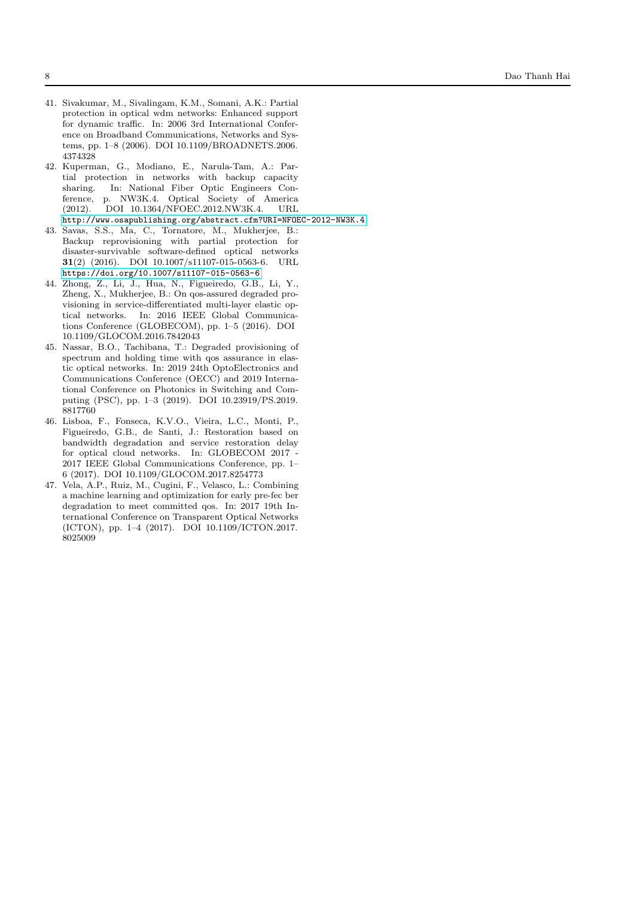41. Sivakumar, M., Sivalingam, K.M., Somani, A.K.: Partial protection in optical wdm networks: Enhanced support for dynamic traffic. In: 2006 3rd International Conference on Broadband Communications, Networks and Systems, pp. 1–8 (2006). DOI 10.1109/BROADNETS.2006.4374328
42. Kuperman, G., Modiano, E., Narula-Tam, A.: Partial protection in networks with backup capacity sharing. In: National Fiber Optic Engineers Conference, p. NW3K.4. Optical Society of America (2012). DOI 10.1364/NFOEC.2012.NW3K.4. URL http://www.osapublishing.org/abstract.cfm?URI=NFOEC-2012-NW3K.4
43. Savas, S.S., Ma, C., Tornatore, M., Mukherjee, B.: Backup reprovisioning with partial protection for disaster-survivable software-defined optical networks **31**(2) (2016). DOI 10.1007/s11107-015-0563-6. URL https://doi.org/10.1007/s11107-015-0563-6
44. Zhong, Z., Li, J., Hua, N., Figueiredo, G.B., Li, Y., Zheng, X., Mukherjee, B.: On qos-assured degraded provisioning in service-differentiated multi-layer elastic optical networks. In: 2016 IEEE Global Communications Conference (GLOBECOM), pp. 1–5 (2016). DOI 10.1109/GLOCOM.2016.7842043
45. Nassar, B.O., Tachibana, T.: Degraded provisioning of spectrum and holding time with qos assurance in elastic optical networks. In: 2019 24th OptoElectronics and Communications Conference (OECC) and 2019 International Conference on Photonics in Switching and Computing (PSC), pp. 1–3 (2019). DOI 10.23919/PS.2019.8817760
46. Lisboa, F., Fonseca, K.V.O., Vieira, L.C., Monti, P., Figueiredo, G.B., de Santi, J.: Restoration based on bandwidth degradation and service restoration delay for optical cloud networks. In: GLOBECOM 2017 - 2017 IEEE Global Communications Conference, pp. 1–6 (2017). DOI 10.1109/GLOCOM.2017.8254773
47. Vela, A.P., Ruiz, M., Cugini, F., Velasco, L.: Combining a machine learning and optimization for early pre-fec ber degradation to meet committed qos. In: 2017 19th International Conference on Transparent Optical Networks (ICTON), pp. 1–4 (2017). DOI 10.1109/ICTON.2017.8025009